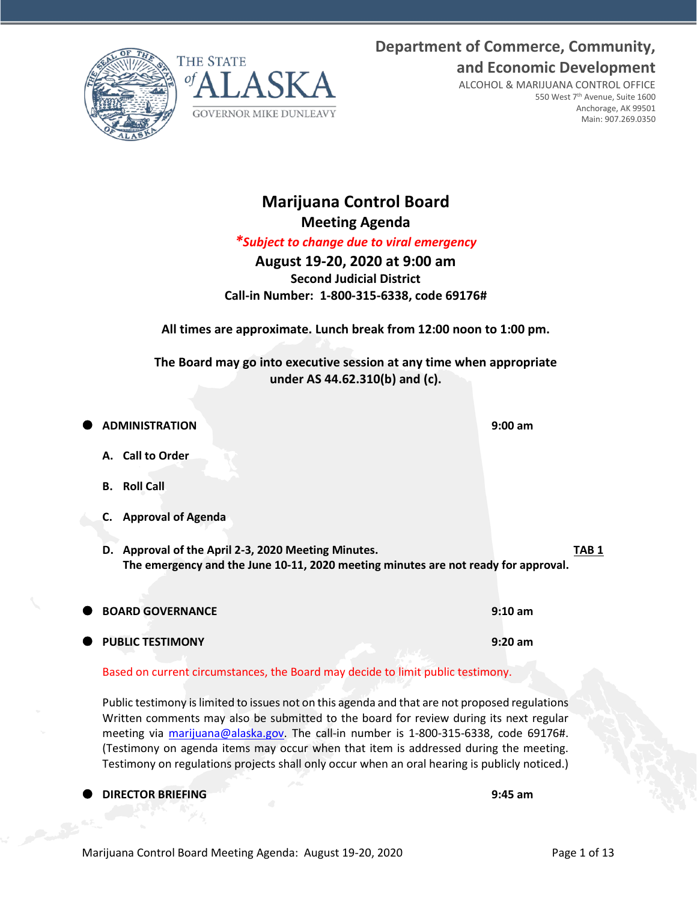**Department of Commerce, Community, and Economic Development**

ALCOHOL & MARIJUANA CONTROL OFFICE
550 West 7th Avenue, Suite 1600
Anchorage, AK 99501
Main: 907.269.0350

THE STATE of ALASKA
GOVERNOR MIKE DUNLEAVY

# Marijuana Control Board

## Meeting Agenda

*\*Subject to change due to viral emergency*

**August 19-20, 2020 at 9:00 am**

**Second Judicial District**

**Call-in Number: 1-800-315-6338, code 69176#**

**All times are approximate. Lunch break from 12:00 noon to 1:00 pm.**

**The Board may go into executive session at any time when appropriate under AS 44.62.310(b) and (c).**

- **ADMINISTRATION** — **9:00 am**
  - **A. Call to Order**
  - **B. Roll Call**
  - **C. Approval of Agenda**
  - **D. Approval of the April 2-3, 2020 Meeting Minutes.** — **TAB 1**
    **The emergency and the June 10-11, 2020 meeting minutes are not ready for approval.**

- **BOARD GOVERNANCE** — **9:10 am**

- **PUBLIC TESTIMONY** — **9:20 am**

Based on current circumstances, the Board may decide to limit public testimony.

Public testimony is limited to issues not on this agenda and that are not proposed regulations Written comments may also be submitted to the board for review during its next regular meeting via marijuana@alaska.gov. The call-in number is 1-800-315-6338, code 69176#. (Testimony on agenda items may occur when that item is addressed during the meeting. Testimony on regulations projects shall only occur when an oral hearing is publicly noticed.)

- **DIRECTOR BRIEFING** — **9:45 am**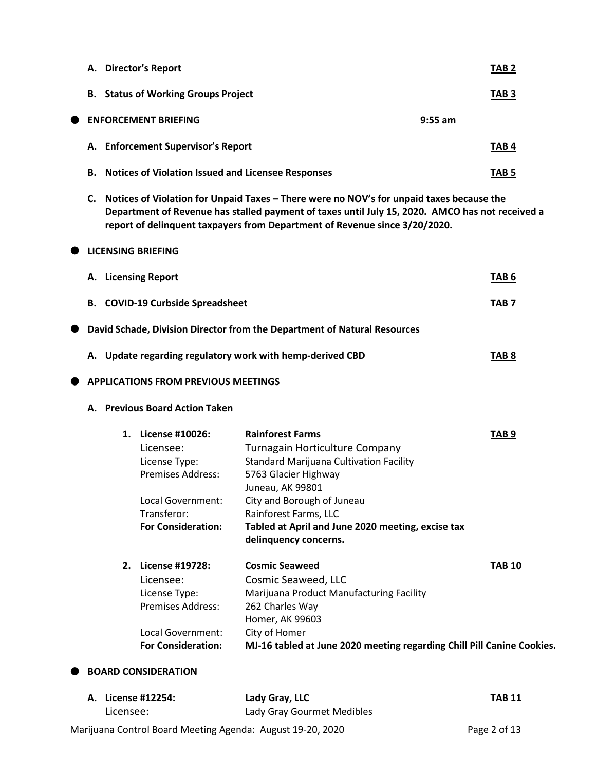A. **Director's Report** **TAB 2**

B. **Status of Working Groups Project** **TAB 3**

- **ENFORCEMENT BRIEFING** **9:55 am**

A. **Enforcement Supervisor's Report** **TAB 4**

B. **Notices of Violation Issued and Licensee Responses** **TAB 5**

C. **Notices of Violation for Unpaid Taxes – There were no NOV's for unpaid taxes because the Department of Revenue has stalled payment of taxes until July 15, 2020. AMCO has not received a report of delinquent taxpayers from Department of Revenue since 3/20/2020.**

- **LICENSING BRIEFING**

A. **Licensing Report** **TAB 6**

B. **COVID-19 Curbside Spreadsheet** **TAB 7**

- **David Schade, Division Director from the Department of Natural Resources**

A. **Update regarding regulatory work with hemp-derived CBD** **TAB 8**

- **APPLICATIONS FROM PREVIOUS MEETINGS**

A. **Previous Board Action Taken**

1. **License #10026:** **Rainforest Farms** **TAB 9**
   - Licensee: Turnagain Horticulture Company
   - License Type: Standard Marijuana Cultivation Facility
   - Premises Address: 5763 Glacier Highway, Juneau, AK 99801
   - Local Government: City and Borough of Juneau
   - Transferor: Rainforest Farms, LLC
   - **For Consideration:** **Tabled at April and June 2020 meeting, excise tax delinquency concerns.**

2. **License #19728:** **Cosmic Seaweed** **TAB 10**
   - Licensee: Cosmic Seaweed, LLC
   - License Type: Marijuana Product Manufacturing Facility
   - Premises Address: 262 Charles Way, Homer, AK 99603
   - Local Government: City of Homer
   - **For Consideration:** **MJ-16 tabled at June 2020 meeting regarding Chill Pill Canine Cookies.**

- **BOARD CONSIDERATION**

A. **License #12254:** **Lady Gray, LLC** **TAB 11**
   - Licensee: Lady Gray Gourmet Medibles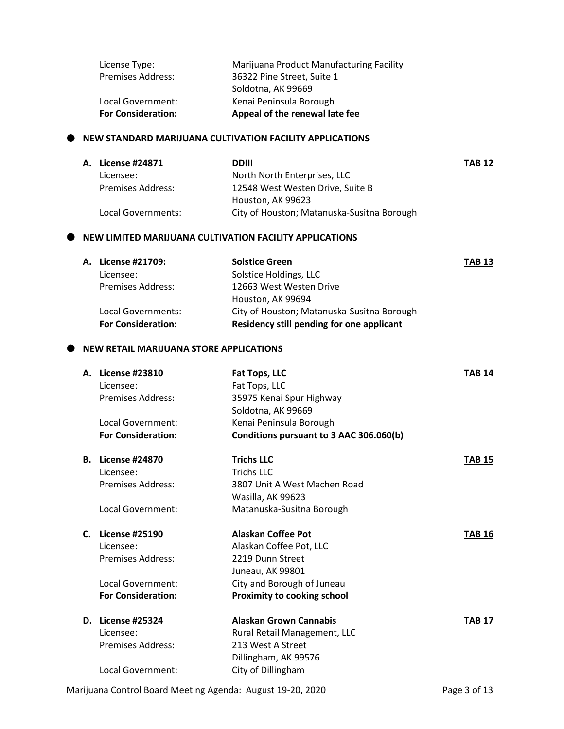License Type: Marijuana Product Manufacturing Facility
Premises Address: 36322 Pine Street, Suite 1
Soldotna, AK 99669
Local Government: Kenai Peninsula Borough
**For Consideration: Appeal of the renewal late fee**

- **NEW STANDARD MARIJUANA CULTIVATION FACILITY APPLICATIONS**

**A. License #24871** **DDIII** **TAB 12**
Licensee: North North Enterprises, LLC
Premises Address: 12548 West Westen Drive, Suite B
Houston, AK 99623
Local Governments: City of Houston; Matanuska-Susitna Borough

- **NEW LIMITED MARIJUANA CULTIVATION FACILITY APPLICATIONS**

**A. License #21709:** **Solstice Green** **TAB 13**
Licensee: Solstice Holdings, LLC
Premises Address: 12663 West Westen Drive
Houston, AK 99694
Local Governments: City of Houston; Matanuska-Susitna Borough
**For Consideration: Residency still pending for one applicant**

- **NEW RETAIL MARIJUANA STORE APPLICATIONS**

**A. License #23810** **Fat Tops, LLC** **TAB 14**
Licensee: Fat Tops, LLC
Premises Address: 35975 Kenai Spur Highway
Soldotna, AK 99669
Local Government: Kenai Peninsula Borough
**For Consideration: Conditions pursuant to 3 AAC 306.060(b)**

**B. License #24870** **Trichs LLC** **TAB 15**
Licensee: Trichs LLC
Premises Address: 3807 Unit A West Machen Road
Wasilla, AK 99623
Local Government: Matanuska-Susitna Borough

**C. License #25190** **Alaskan Coffee Pot** **TAB 16**
Licensee: Alaskan Coffee Pot, LLC
Premises Address: 2219 Dunn Street
Juneau, AK 99801
Local Government: City and Borough of Juneau
**For Consideration: Proximity to cooking school**

**D. License #25324** **Alaskan Grown Cannabis** **TAB 17**
Licensee: Rural Retail Management, LLC
Premises Address: 213 West A Street
Dillingham, AK 99576
Local Government: City of Dillingham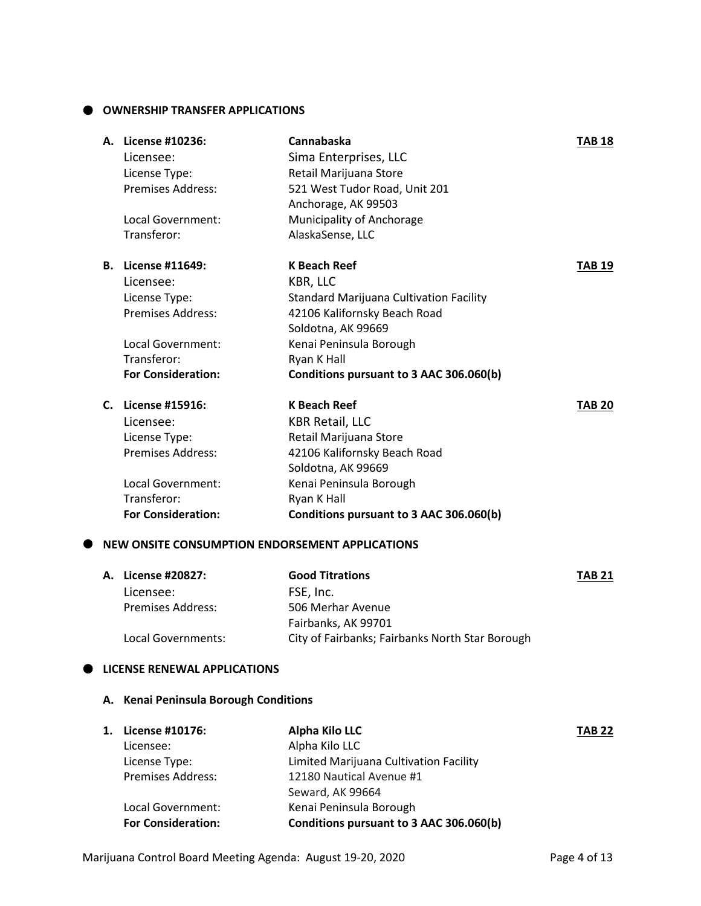- **OWNERSHIP TRANSFER APPLICATIONS**

**A. License #10236:** **Cannabaska** **TAB 18**

| | |
|---|---|
| Licensee: | Sima Enterprises, LLC |
| License Type: | Retail Marijuana Store |
| Premises Address: | 521 West Tudor Road, Unit 201<br>Anchorage, AK 99503 |
| Local Government: | Municipality of Anchorage |
| Transferor: | AlaskaSense, LLC |

**B. License #11649:** **K Beach Reef** **TAB 19**

| | |
|---|---|
| Licensee: | KBR, LLC |
| License Type: | Standard Marijuana Cultivation Facility |
| Premises Address: | 42106 Kalifornsky Beach Road<br>Soldotna, AK 99669 |
| Local Government: | Kenai Peninsula Borough |
| Transferor: | Ryan K Hall |
| **For Consideration:** | **Conditions pursuant to 3 AAC 306.060(b)** |

**C. License #15916:** **K Beach Reef** **TAB 20**

| | |
|---|---|
| Licensee: | KBR Retail, LLC |
| License Type: | Retail Marijuana Store |
| Premises Address: | 42106 Kalifornsky Beach Road<br>Soldotna, AK 99669 |
| Local Government: | Kenai Peninsula Borough |
| Transferor: | Ryan K Hall |
| **For Consideration:** | **Conditions pursuant to 3 AAC 306.060(b)** |

- **NEW ONSITE CONSUMPTION ENDORSEMENT APPLICATIONS**

**A. License #20827:** **Good Titrations** **TAB 21**

| | |
|---|---|
| Licensee: | FSE, Inc. |
| Premises Address: | 506 Merhar Avenue<br>Fairbanks, AK 99701 |
| Local Governments: | City of Fairbanks; Fairbanks North Star Borough |

- **LICENSE RENEWAL APPLICATIONS**

**A. Kenai Peninsula Borough Conditions**

**1. License #10176:** **Alpha Kilo LLC** **TAB 22**

| | |
|---|---|
| Licensee: | Alpha Kilo LLC |
| License Type: | Limited Marijuana Cultivation Facility |
| Premises Address: | 12180 Nautical Avenue #1<br>Seward, AK 99664 |
| Local Government: | Kenai Peninsula Borough |
| **For Consideration:** | **Conditions pursuant to 3 AAC 306.060(b)** |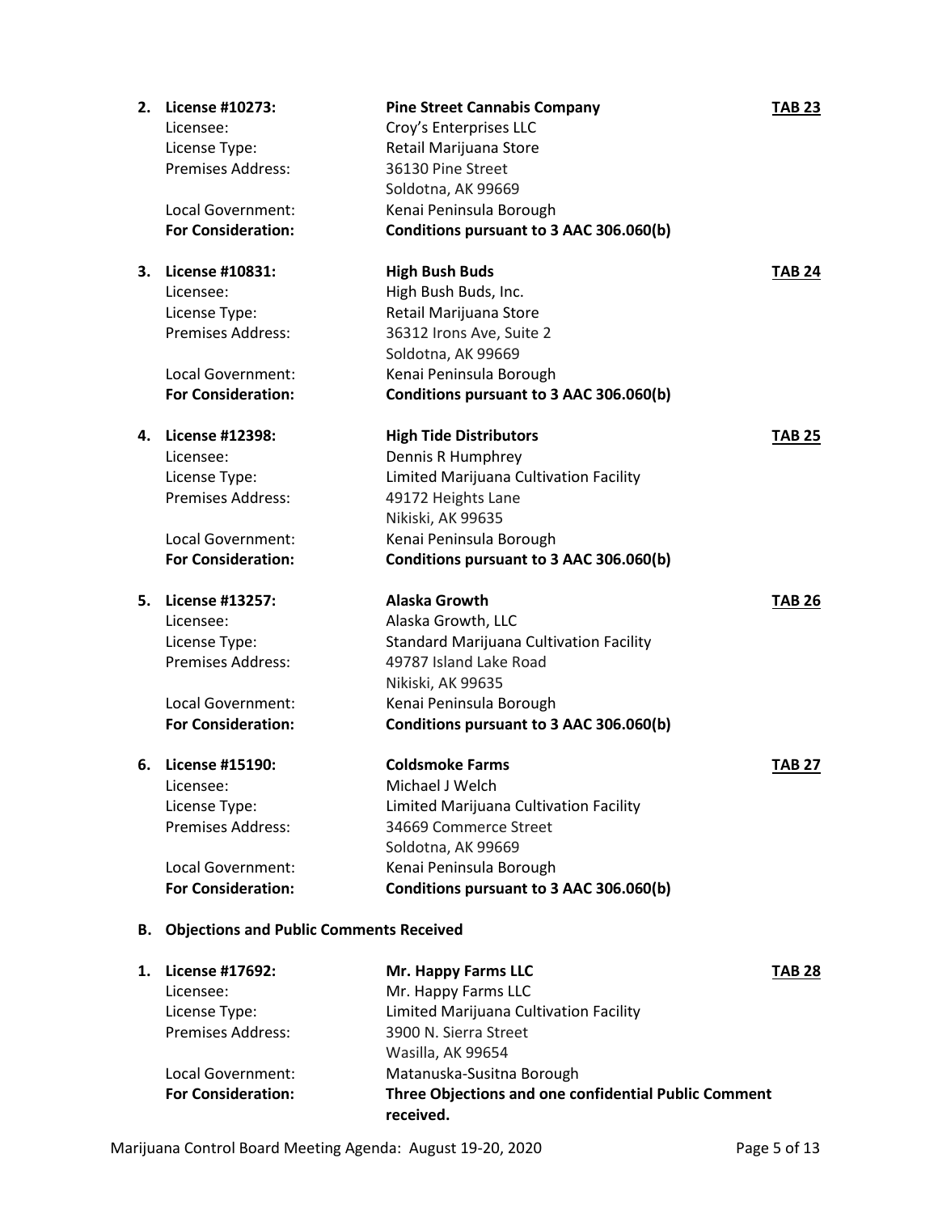2. **License #10273:** **Pine Street Cannabis Company** **TAB 23**
   Licensee: Croy's Enterprises LLC
   License Type: Retail Marijuana Store
   Premises Address: 36130 Pine Street
   Soldotna, AK 99669
   Local Government: Kenai Peninsula Borough
   **For Consideration:** **Conditions pursuant to 3 AAC 306.060(b)**

3. **License #10831:** **High Bush Buds** **TAB 24**
   Licensee: High Bush Buds, Inc.
   License Type: Retail Marijuana Store
   Premises Address: 36312 Irons Ave, Suite 2
   Soldotna, AK 99669
   Local Government: Kenai Peninsula Borough
   **For Consideration:** **Conditions pursuant to 3 AAC 306.060(b)**

4. **License #12398:** **High Tide Distributors** **TAB 25**
   Licensee: Dennis R Humphrey
   License Type: Limited Marijuana Cultivation Facility
   Premises Address: 49172 Heights Lane
   Nikiski, AK 99635
   Local Government: Kenai Peninsula Borough
   **For Consideration:** **Conditions pursuant to 3 AAC 306.060(b)**

5. **License #13257:** **Alaska Growth** **TAB 26**
   Licensee: Alaska Growth, LLC
   License Type: Standard Marijuana Cultivation Facility
   Premises Address: 49787 Island Lake Road
   Nikiski, AK 99635
   Local Government: Kenai Peninsula Borough
   **For Consideration:** **Conditions pursuant to 3 AAC 306.060(b)**

6. **License #15190:** **Coldsmoke Farms** **TAB 27**
   Licensee: Michael J Welch
   License Type: Limited Marijuana Cultivation Facility
   Premises Address: 34669 Commerce Street
   Soldotna, AK 99669
   Local Government: Kenai Peninsula Borough
   **For Consideration:** **Conditions pursuant to 3 AAC 306.060(b)**

**B. Objections and Public Comments Received**

1. **License #17692:** **Mr. Happy Farms LLC** **TAB 28**
   Licensee: Mr. Happy Farms LLC
   License Type: Limited Marijuana Cultivation Facility
   Premises Address: 3900 N. Sierra Street
   Wasilla, AK 99654
   Local Government: Matanuska-Susitna Borough
   **For Consideration:** **Three Objections and one confidential Public Comment received.**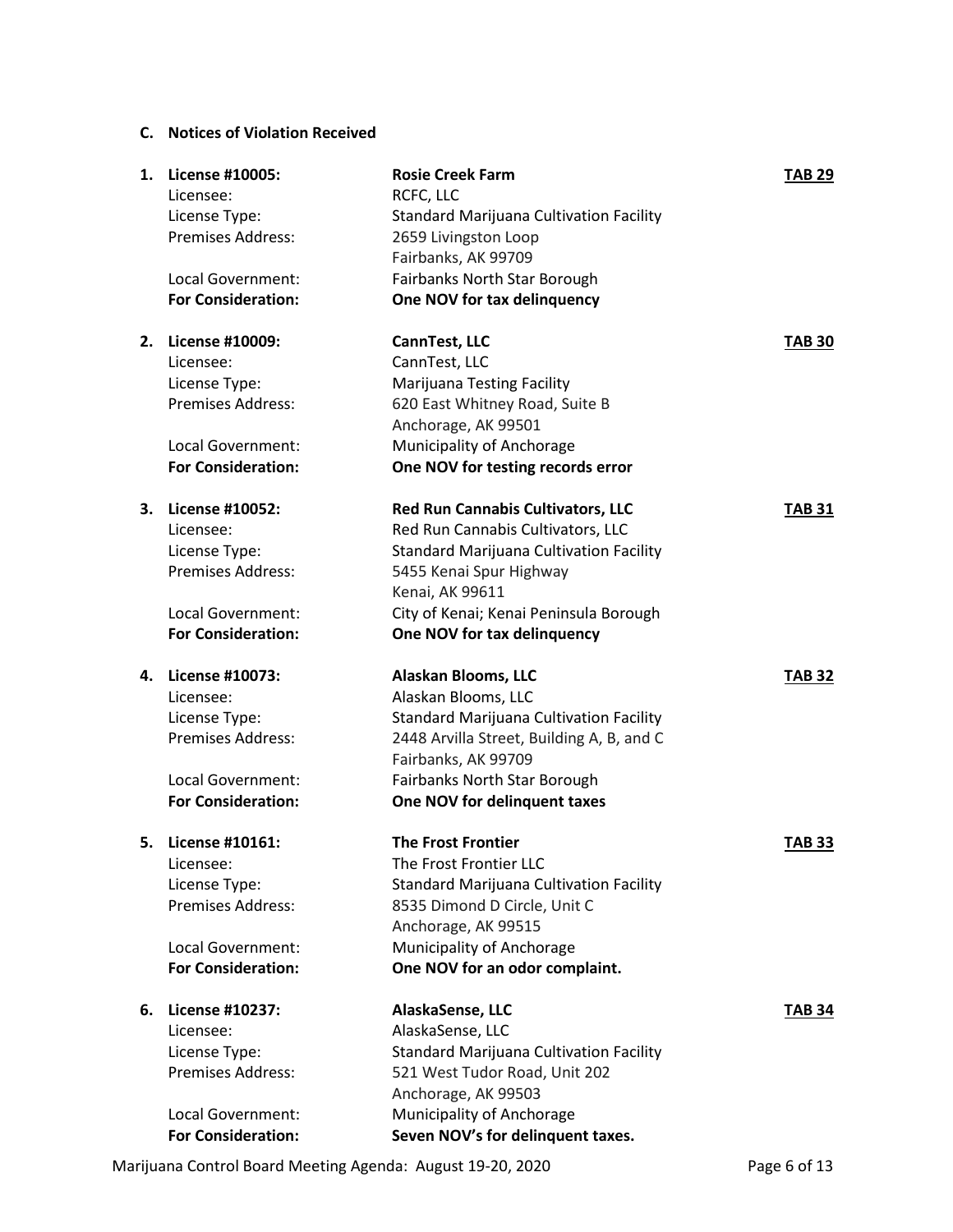## C. Notices of Violation Received

1. **License #10005:** **Rosie Creek Farm** **TAB 29**
   Licensee: RCFC, LLC
   License Type: Standard Marijuana Cultivation Facility
   Premises Address: 2659 Livingston Loop
   Fairbanks, AK 99709
   Local Government: Fairbanks North Star Borough
   **For Consideration:** **One NOV for tax delinquency**

2. **License #10009:** **CannTest, LLC** **TAB 30**
   Licensee: CannTest, LLC
   License Type: Marijuana Testing Facility
   Premises Address: 620 East Whitney Road, Suite B
   Anchorage, AK 99501
   Local Government: Municipality of Anchorage
   **For Consideration:** **One NOV for testing records error**

3. **License #10052:** **Red Run Cannabis Cultivators, LLC** **TAB 31**
   Licensee: Red Run Cannabis Cultivators, LLC
   License Type: Standard Marijuana Cultivation Facility
   Premises Address: 5455 Kenai Spur Highway
   Kenai, AK 99611
   Local Government: City of Kenai; Kenai Peninsula Borough
   **For Consideration:** **One NOV for tax delinquency**

4. **License #10073:** **Alaskan Blooms, LLC** **TAB 32**
   Licensee: Alaskan Blooms, LLC
   License Type: Standard Marijuana Cultivation Facility
   Premises Address: 2448 Arvilla Street, Building A, B, and C
   Fairbanks, AK 99709
   Local Government: Fairbanks North Star Borough
   **For Consideration:** **One NOV for delinquent taxes**

5. **License #10161:** **The Frost Frontier** **TAB 33**
   Licensee: The Frost Frontier LLC
   License Type: Standard Marijuana Cultivation Facility
   Premises Address: 8535 Dimond D Circle, Unit C
   Anchorage, AK 99515
   Local Government: Municipality of Anchorage
   **For Consideration:** **One NOV for an odor complaint.**

6. **License #10237:** **AlaskaSense, LLC** **TAB 34**
   Licensee: AlaskaSense, LLC
   License Type: Standard Marijuana Cultivation Facility
   Premises Address: 521 West Tudor Road, Unit 202
   Anchorage, AK 99503
   Local Government: Municipality of Anchorage
   **For Consideration:** **Seven NOV's for delinquent taxes.**

Marijuana Control Board Meeting Agenda: August 19-20, 2020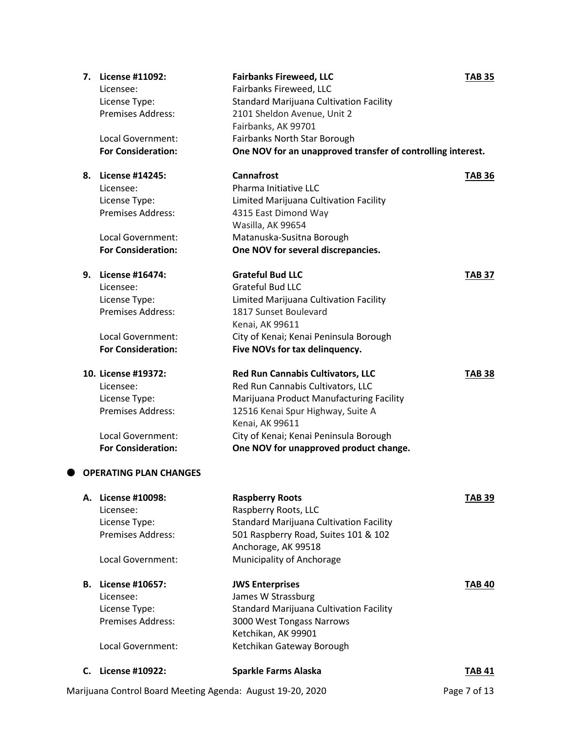7. **License #11092:** **Fairbanks Fireweed, LLC** **TAB 35**
   Licensee: Fairbanks Fireweed, LLC
   License Type: Standard Marijuana Cultivation Facility
   Premises Address: 2101 Sheldon Avenue, Unit 2
   Fairbanks, AK 99701
   Local Government: Fairbanks North Star Borough
   **For Consideration:** **One NOV for an unapproved transfer of controlling interest.**

8. **License #14245:** **Cannafrost** **TAB 36**
   Licensee: Pharma Initiative LLC
   License Type: Limited Marijuana Cultivation Facility
   Premises Address: 4315 East Dimond Way
   Wasilla, AK 99654
   Local Government: Matanuska-Susitna Borough
   **For Consideration:** **One NOV for several discrepancies.**

9. **License #16474:** **Grateful Bud LLC** **TAB 37**
   Licensee: Grateful Bud LLC
   License Type: Limited Marijuana Cultivation Facility
   Premises Address: 1817 Sunset Boulevard
   Kenai, AK 99611
   Local Government: City of Kenai; Kenai Peninsula Borough
   **For Consideration:** **Five NOVs for tax delinquency.**

10. **License #19372:** **Red Run Cannabis Cultivators, LLC** **TAB 38**
    Licensee: Red Run Cannabis Cultivators, LLC
    License Type: Marijuana Product Manufacturing Facility
    Premises Address: 12516 Kenai Spur Highway, Suite A
    Kenai, AK 99611
    Local Government: City of Kenai; Kenai Peninsula Borough
    **For Consideration:** **One NOV for unapproved product change.**

- **OPERATING PLAN CHANGES**

A. **License #10098:** **Raspberry Roots** **TAB 39**
   Licensee: Raspberry Roots, LLC
   License Type: Standard Marijuana Cultivation Facility
   Premises Address: 501 Raspberry Road, Suites 101 & 102
   Anchorage, AK 99518
   Local Government: Municipality of Anchorage

B. **License #10657:** **JWS Enterprises** **TAB 40**
   Licensee: James W Strassburg
   License Type: Standard Marijuana Cultivation Facility
   Premises Address: 3000 West Tongass Narrows
   Ketchikan, AK 99901
   Local Government: Ketchikan Gateway Borough

C. **License #10922:** **Sparkle Farms Alaska** **TAB 41**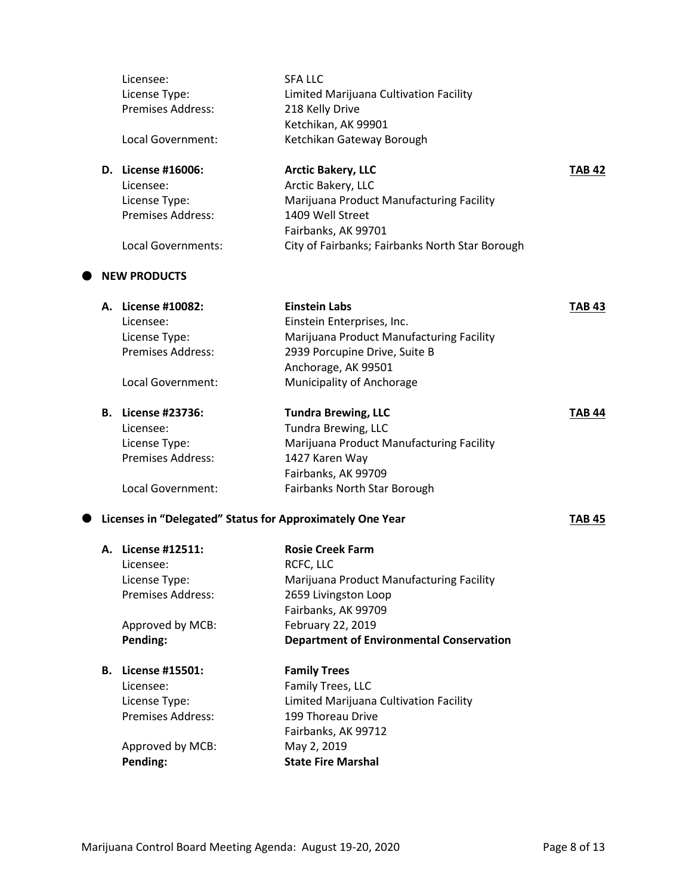Licensee: SFA LLC
License Type: Limited Marijuana Cultivation Facility
Premises Address: 218 Kelly Drive
Ketchikan, AK 99901
Local Government: Ketchikan Gateway Borough

**D. License #16006:** **Arctic Bakery, LLC** **TAB 42**
Licensee: Arctic Bakery, LLC
License Type: Marijuana Product Manufacturing Facility
Premises Address: 1409 Well Street
Fairbanks, AK 99701
Local Governments: City of Fairbanks; Fairbanks North Star Borough

## NEW PRODUCTS

**A. License #10082:** **Einstein Labs** **TAB 43**
Licensee: Einstein Enterprises, Inc.
License Type: Marijuana Product Manufacturing Facility
Premises Address: 2939 Porcupine Drive, Suite B
Anchorage, AK 99501
Local Government: Municipality of Anchorage

**B. License #23736:** **Tundra Brewing, LLC** **TAB 44**
Licensee: Tundra Brewing, LLC
License Type: Marijuana Product Manufacturing Facility
Premises Address: 1427 Karen Way
Fairbanks, AK 99709
Local Government: Fairbanks North Star Borough

## Licenses in "Delegated" Status for Approximately One Year **TAB 45**

**A. License #12511:** **Rosie Creek Farm**
Licensee: RCFC, LLC
License Type: Marijuana Product Manufacturing Facility
Premises Address: 2659 Livingston Loop
Fairbanks, AK 99709
Approved by MCB: February 22, 2019
**Pending:** **Department of Environmental Conservation**

**B. License #15501:** **Family Trees**
Licensee: Family Trees, LLC
License Type: Limited Marijuana Cultivation Facility
Premises Address: 199 Thoreau Drive
Fairbanks, AK 99712
Approved by MCB: May 2, 2019
**Pending:** **State Fire Marshal**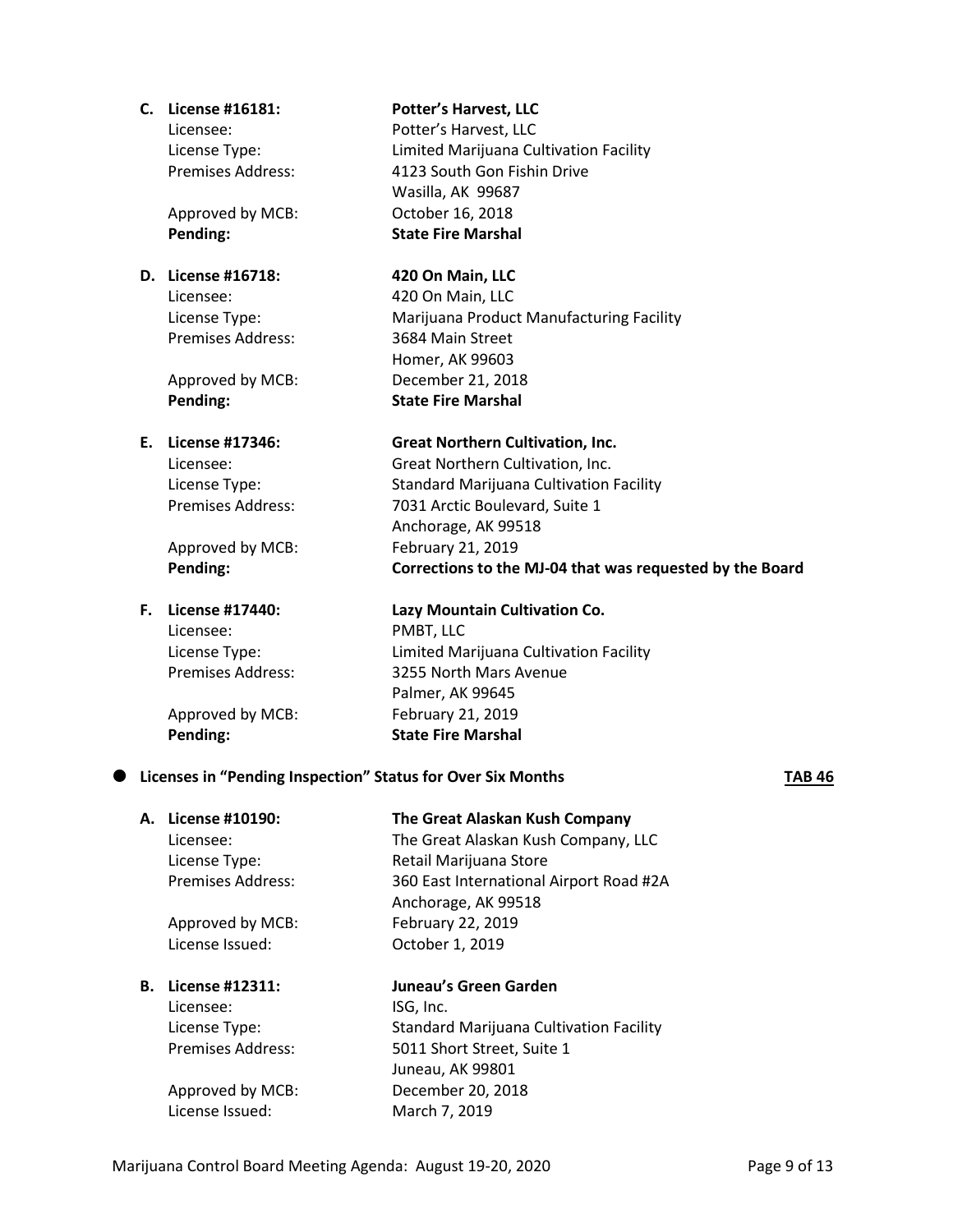**C. License #16181: Potter's Harvest, LLC**

Licensee: Potter's Harvest, LLC
License Type: Limited Marijuana Cultivation Facility
Premises Address: 4123 South Gon Fishin Drive
Wasilla, AK 99687
Approved by MCB: October 16, 2018
**Pending: State Fire Marshal**

**D. License #16718: 420 On Main, LLC**

Licensee: 420 On Main, LLC
License Type: Marijuana Product Manufacturing Facility
Premises Address: 3684 Main Street
Homer, AK 99603
Approved by MCB: December 21, 2018
**Pending: State Fire Marshal**

**E. License #17346: Great Northern Cultivation, Inc.**

Licensee: Great Northern Cultivation, Inc.
License Type: Standard Marijuana Cultivation Facility
Premises Address: 7031 Arctic Boulevard, Suite 1
Anchorage, AK 99518
Approved by MCB: February 21, 2019
**Pending: Corrections to the MJ-04 that was requested by the Board**

**F. License #17440: Lazy Mountain Cultivation Co.**

Licensee: PMBT, LLC
License Type: Limited Marijuana Cultivation Facility
Premises Address: 3255 North Mars Avenue
Palmer, AK 99645
Approved by MCB: February 21, 2019
**Pending: State Fire Marshal**

- **Licenses in "Pending Inspection" Status for Over Six Months** **TAB 46**

**A. License #10190: The Great Alaskan Kush Company**

Licensee: The Great Alaskan Kush Company, LLC
License Type: Retail Marijuana Store
Premises Address: 360 East International Airport Road #2A
Anchorage, AK 99518
Approved by MCB: February 22, 2019
License Issued: October 1, 2019

**B. License #12311: Juneau's Green Garden**

Licensee: ISG, Inc.
License Type: Standard Marijuana Cultivation Facility
Premises Address: 5011 Short Street, Suite 1
Juneau, AK 99801
Approved by MCB: December 20, 2018
License Issued: March 7, 2019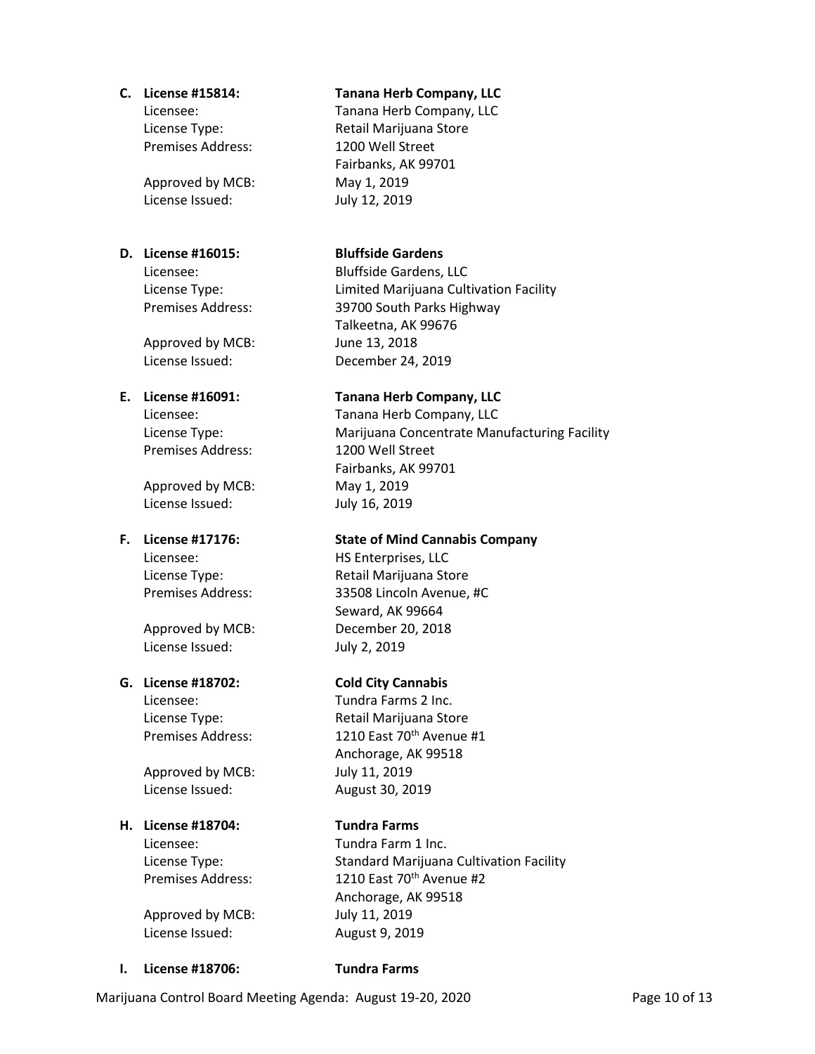**C. License #15814:** **Tanana Herb Company, LLC**

Licensee: Tanana Herb Company, LLC
License Type: Retail Marijuana Store
Premises Address: 1200 Well Street
Fairbanks, AK 99701
Approved by MCB: May 1, 2019
License Issued: July 12, 2019

**D. License #16015:** **Bluffside Gardens**

Licensee: Bluffside Gardens, LLC
License Type: Limited Marijuana Cultivation Facility
Premises Address: 39700 South Parks Highway
Talkeetna, AK 99676
Approved by MCB: June 13, 2018
License Issued: December 24, 2019

**E. License #16091:** **Tanana Herb Company, LLC**

Licensee: Tanana Herb Company, LLC
License Type: Marijuana Concentrate Manufacturing Facility
Premises Address: 1200 Well Street
Fairbanks, AK 99701
Approved by MCB: May 1, 2019
License Issued: July 16, 2019

**F. License #17176:** **State of Mind Cannabis Company**

Licensee: HS Enterprises, LLC
License Type: Retail Marijuana Store
Premises Address: 33508 Lincoln Avenue, #C
Seward, AK 99664
Approved by MCB: December 20, 2018
License Issued: July 2, 2019

**G. License #18702:** **Cold City Cannabis**

Licensee: Tundra Farms 2 Inc.
License Type: Retail Marijuana Store
Premises Address: 1210 East 70th Avenue #1
Anchorage, AK 99518
Approved by MCB: July 11, 2019
License Issued: August 30, 2019

**H. License #18704:** **Tundra Farms**

Licensee: Tundra Farm 1 Inc.
License Type: Standard Marijuana Cultivation Facility
Premises Address: 1210 East 70th Avenue #2
Anchorage, AK 99518
Approved by MCB: July 11, 2019
License Issued: August 9, 2019

**I. License #18706:** **Tundra Farms**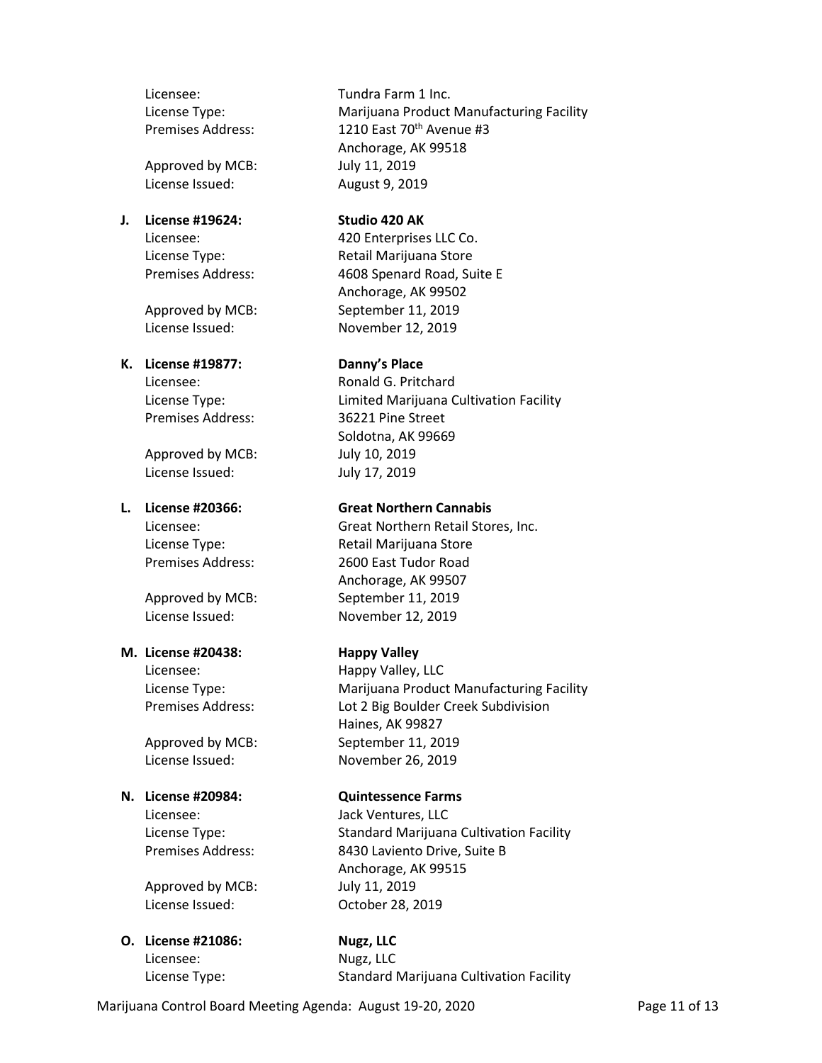Licensee: Tundra Farm 1 Inc.
License Type: Marijuana Product Manufacturing Facility
Premises Address: 1210 East 70th Avenue #3
Anchorage, AK 99518

Approved by MCB: July 11, 2019
License Issued: August 9, 2019

**J. License #19624: Studio 420 AK**

Licensee: 420 Enterprises LLC Co.
License Type: Retail Marijuana Store
Premises Address: 4608 Spenard Road, Suite E
Anchorage, AK 99502

Approved by MCB: September 11, 2019
License Issued: November 12, 2019

**K. License #19877: Danny's Place**

Licensee: Ronald G. Pritchard
License Type: Limited Marijuana Cultivation Facility
Premises Address: 36221 Pine Street
Soldotna, AK 99669

Approved by MCB: July 10, 2019
License Issued: July 17, 2019

**L. License #20366: Great Northern Cannabis**

Licensee: Great Northern Retail Stores, Inc.
License Type: Retail Marijuana Store
Premises Address: 2600 East Tudor Road
Anchorage, AK 99507

Approved by MCB: September 11, 2019
License Issued: November 12, 2019

**M. License #20438: Happy Valley**

Licensee: Happy Valley, LLC
License Type: Marijuana Product Manufacturing Facility
Premises Address: Lot 2 Big Boulder Creek Subdivision
Haines, AK 99827

Approved by MCB: September 11, 2019
License Issued: November 26, 2019

**N. License #20984: Quintessence Farms**

Licensee: Jack Ventures, LLC
License Type: Standard Marijuana Cultivation Facility
Premises Address: 8430 Laviento Drive, Suite B
Anchorage, AK 99515

Approved by MCB: July 11, 2019
License Issued: October 28, 2019

**O. License #21086: Nugz, LLC**

Licensee: Nugz, LLC
License Type: Standard Marijuana Cultivation Facility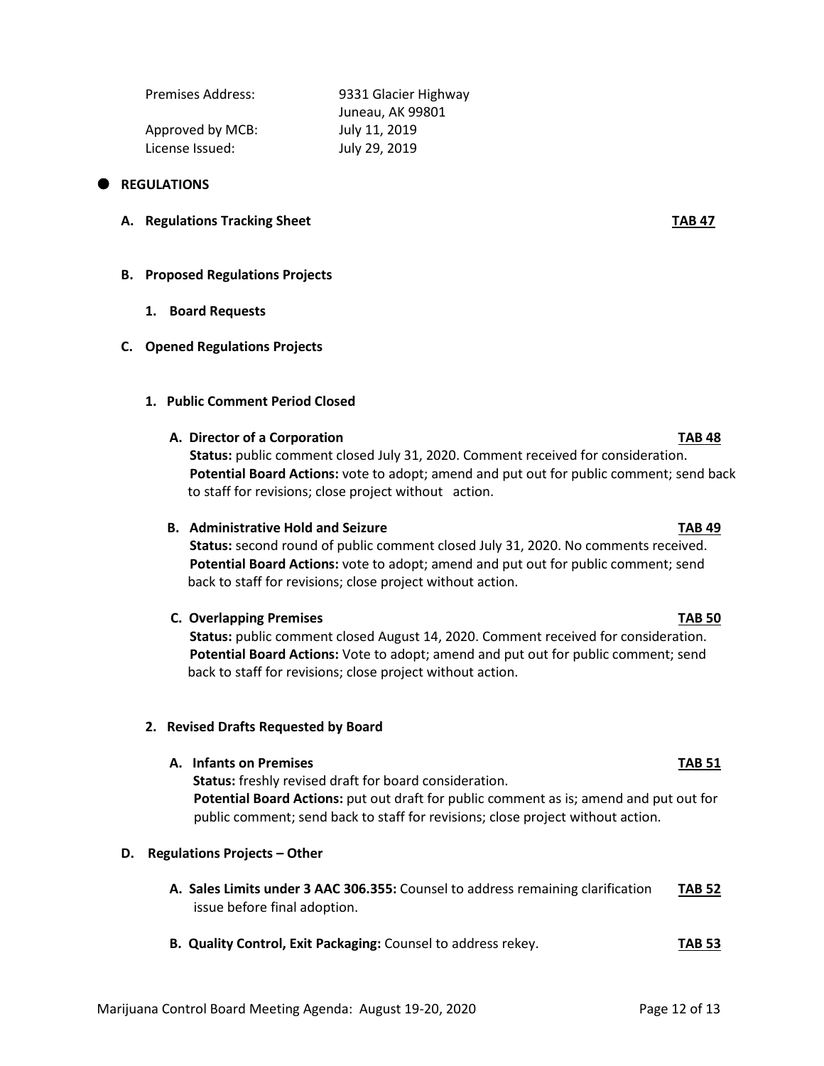Premises Address: 9331 Glacier Highway
Juneau, AK 99801
Approved by MCB: July 11, 2019
License Issued: July 29, 2019

- **REGULATIONS**

**A. Regulations Tracking Sheet** **TAB 47**

**B. Proposed Regulations Projects**

**1. Board Requests**

**C. Opened Regulations Projects**

**1. Public Comment Period Closed**

**A. Director of a Corporation** **TAB 48**
**Status:** public comment closed July 31, 2020. Comment received for consideration.
**Potential Board Actions:** vote to adopt; amend and put out for public comment; send back to staff for revisions; close project without action.

**B. Administrative Hold and Seizure** **TAB 49**
**Status:** second round of public comment closed July 31, 2020. No comments received.
**Potential Board Actions:** vote to adopt; amend and put out for public comment; send back to staff for revisions; close project without action.

**C. Overlapping Premises** **TAB 50**
**Status:** public comment closed August 14, 2020. Comment received for consideration.
**Potential Board Actions:** Vote to adopt; amend and put out for public comment; send back to staff for revisions; close project without action.

**2. Revised Drafts Requested by Board**

**A. Infants on Premises** **TAB 51**
**Status:** freshly revised draft for board consideration.
**Potential Board Actions:** put out draft for public comment as is; amend and put out for public comment; send back to staff for revisions; close project without action.

**D. Regulations Projects – Other**

**A. Sales Limits under 3 AAC 306.355:** Counsel to address remaining clarification issue before final adoption. **TAB 52**

**B. Quality Control, Exit Packaging:** Counsel to address rekey. **TAB 53**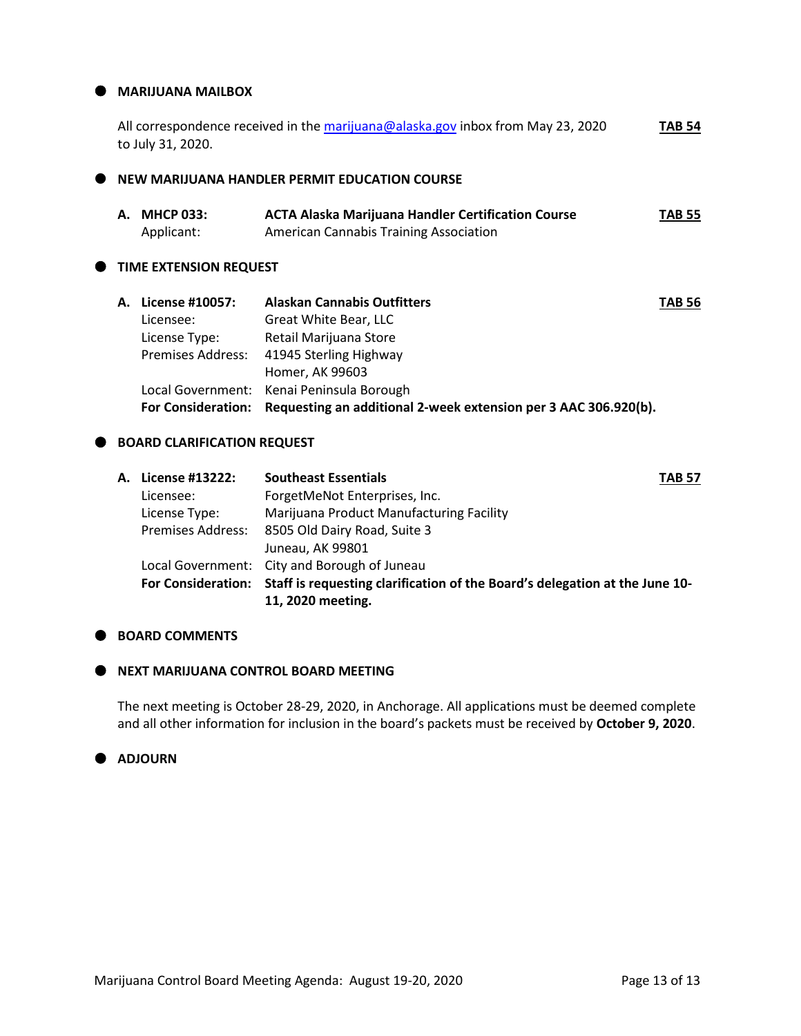- **MARIJUANA MAILBOX**

  All correspondence received in the [marijuana@alaska.gov](mailto:marijuana@alaska.gov) inbox from May 23, 2020 to July 31, 2020. **TAB 54**

- **NEW MARIJUANA HANDLER PERMIT EDUCATION COURSE**

| | | | |
|---|---|---|---|
| A. | **MHCP 033:** | **ACTA Alaska Marijuana Handler Certification Course** | **TAB 55** |
| | Applicant: | American Cannabis Training Association | |

- **TIME EXTENSION REQUEST**

| | | | |
|---|---|---|---|
| A. | **License #10057:** | **Alaskan Cannabis Outfitters** | **TAB 56** |
| | Licensee: | Great White Bear, LLC | |
| | License Type: | Retail Marijuana Store | |
| | Premises Address: | 41945 Sterling Highway<br>Homer, AK 99603 | |
| | Local Government: | Kenai Peninsula Borough | |
| | **For Consideration:** | **Requesting an additional 2-week extension per 3 AAC 306.920(b).** | |

- **BOARD CLARIFICATION REQUEST**

| | | | |
|---|---|---|---|
| A. | **License #13222:** | **Southeast Essentials** | **TAB 57** |
| | Licensee: | ForgetMeNot Enterprises, Inc. | |
| | License Type: | Marijuana Product Manufacturing Facility | |
| | Premises Address: | 8505 Old Dairy Road, Suite 3<br>Juneau, AK 99801 | |
| | Local Government: | City and Borough of Juneau | |
| | **For Consideration:** | **Staff is requesting clarification of the Board's delegation at the June 10-11, 2020 meeting.** | |

- **BOARD COMMENTS**

- **NEXT MARIJUANA CONTROL BOARD MEETING**

  The next meeting is October 28-29, 2020, in Anchorage. All applications must be deemed complete and all other information for inclusion in the board's packets must be received by **October 9, 2020**.

- **ADJOURN**